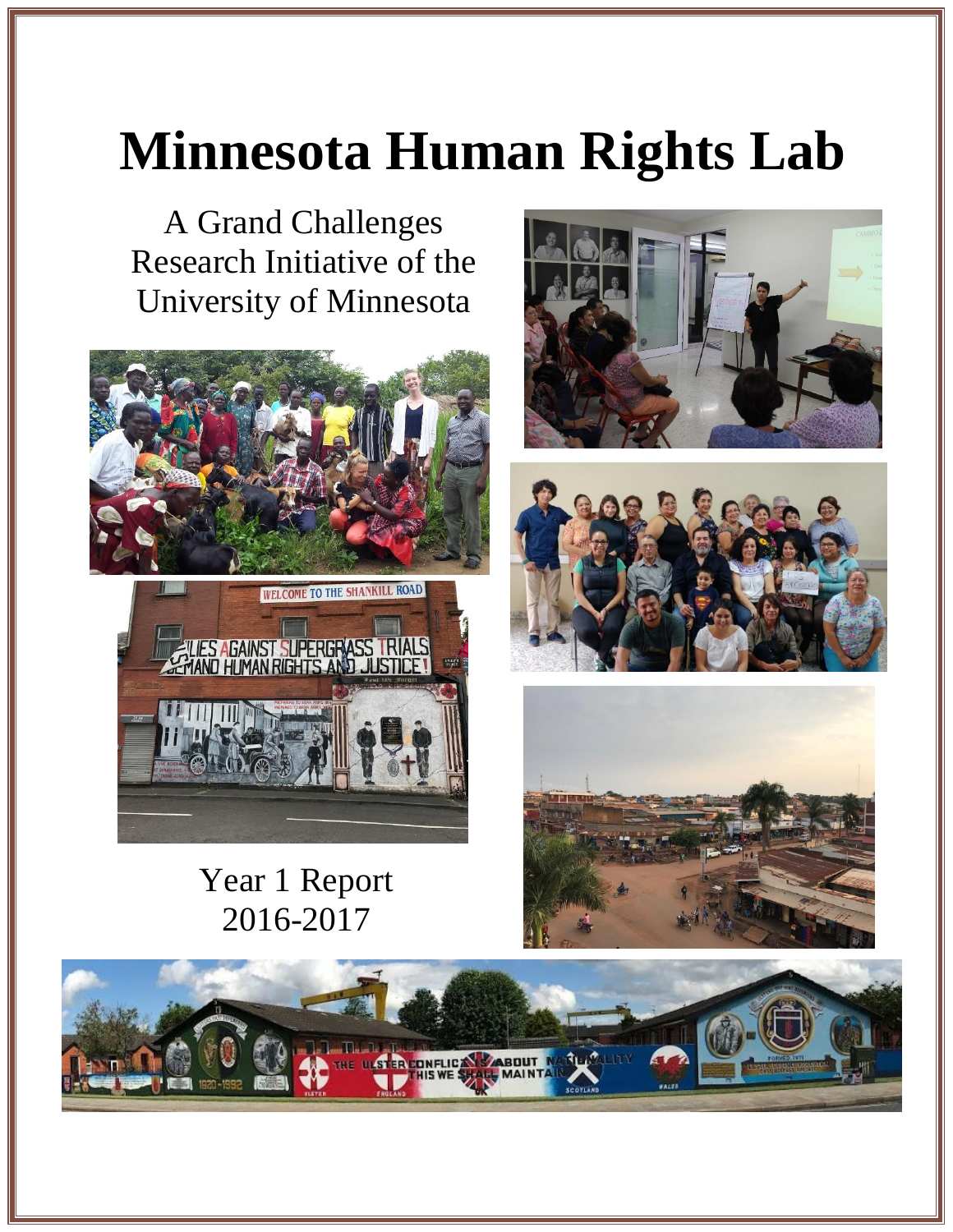# Minnesota Human Rights Lab

A Grand Challenges Research Initiative of the University of Minnesota

Year 1 Report
2016-2017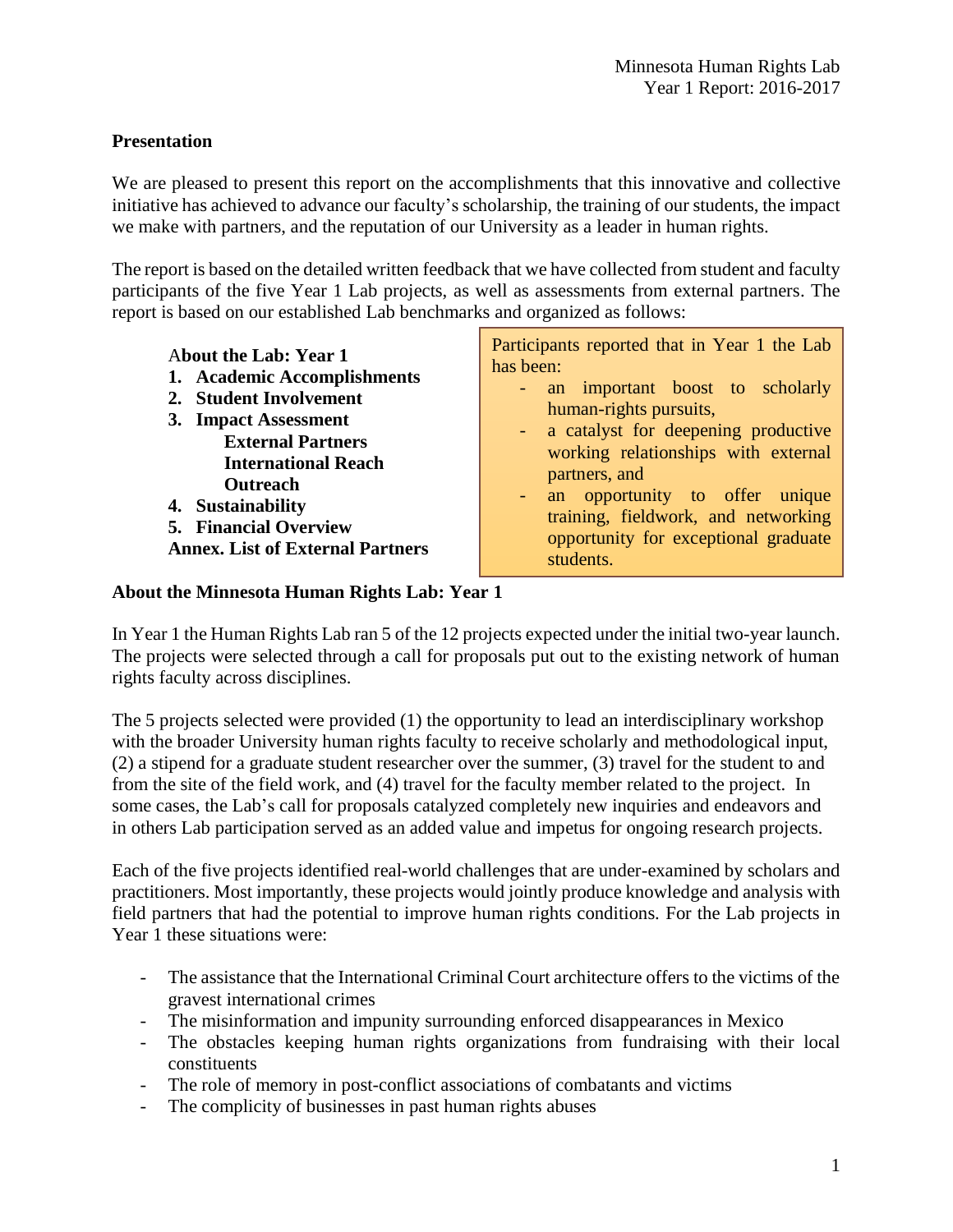## Presentation

We are pleased to present this report on the accomplishments that this innovative and collective initiative has achieved to advance our faculty's scholarship, the training of our students, the impact we make with partners, and the reputation of our University as a leader in human rights.

The report is based on the detailed written feedback that we have collected from student and faculty participants of the five Year 1 Lab projects, as well as assessments from external partners. The report is based on our established Lab benchmarks and organized as follows:

**About the Lab: Year 1**

1. **Academic Accomplishments**
2. **Student Involvement**
3. **Impact Assessment**
   - **External Partners**
   - **International Reach**
   - **Outreach**
4. **Sustainability**
5. **Financial Overview**

**Annex. List of External Partners**

> Participants reported that in Year 1 the Lab has been:
> - an important boost to scholarly human-rights pursuits,
> - a catalyst for deepening productive working relationships with external partners, and
> - an opportunity to offer unique training, fieldwork, and networking opportunity for exceptional graduate students.

## About the Minnesota Human Rights Lab: Year 1

In Year 1 the Human Rights Lab ran 5 of the 12 projects expected under the initial two-year launch. The projects were selected through a call for proposals put out to the existing network of human rights faculty across disciplines.

The 5 projects selected were provided (1) the opportunity to lead an interdisciplinary workshop with the broader University human rights faculty to receive scholarly and methodological input, (2) a stipend for a graduate student researcher over the summer, (3) travel for the student to and from the site of the field work, and (4) travel for the faculty member related to the project. In some cases, the Lab's call for proposals catalyzed completely new inquiries and endeavors and in others Lab participation served as an added value and impetus for ongoing research projects.

Each of the five projects identified real-world challenges that are under-examined by scholars and practitioners. Most importantly, these projects would jointly produce knowledge and analysis with field partners that had the potential to improve human rights conditions. For the Lab projects in Year 1 these situations were:

- The assistance that the International Criminal Court architecture offers to the victims of the gravest international crimes
- The misinformation and impunity surrounding enforced disappearances in Mexico
- The obstacles keeping human rights organizations from fundraising with their local constituents
- The role of memory in post-conflict associations of combatants and victims
- The complicity of businesses in past human rights abuses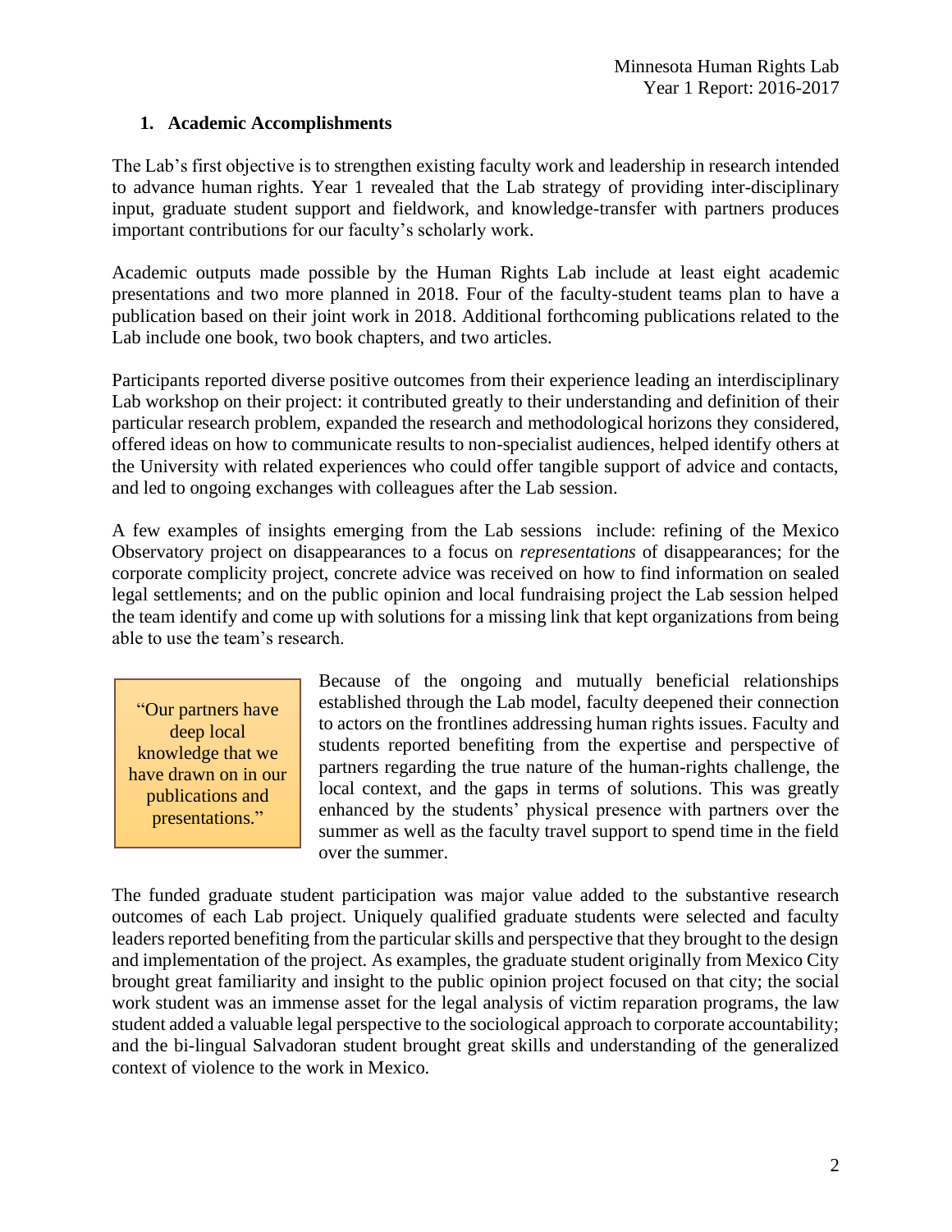## 1. Academic Accomplishments

The Lab's first objective is to strengthen existing faculty work and leadership in research intended to advance human rights. Year 1 revealed that the Lab strategy of providing inter-disciplinary input, graduate student support and fieldwork, and knowledge-transfer with partners produces important contributions for our faculty's scholarly work.

Academic outputs made possible by the Human Rights Lab include at least eight academic presentations and two more planned in 2018. Four of the faculty-student teams plan to have a publication based on their joint work in 2018. Additional forthcoming publications related to the Lab include one book, two book chapters, and two articles.

Participants reported diverse positive outcomes from their experience leading an interdisciplinary Lab workshop on their project: it contributed greatly to their understanding and definition of their particular research problem, expanded the research and methodological horizons they considered, offered ideas on how to communicate results to non-specialist audiences, helped identify others at the University with related experiences who could offer tangible support of advice and contacts, and led to ongoing exchanges with colleagues after the Lab session.

A few examples of insights emerging from the Lab sessions include: refining of the Mexico Observatory project on disappearances to a focus on *representations* of disappearances; for the corporate complicity project, concrete advice was received on how to find information on sealed legal settlements; and on the public opinion and local fundraising project the Lab session helped the team identify and come up with solutions for a missing link that kept organizations from being able to use the team's research.

> "Our partners have deep local knowledge that we have drawn on in our publications and presentations."

Because of the ongoing and mutually beneficial relationships established through the Lab model, faculty deepened their connection to actors on the frontlines addressing human rights issues. Faculty and students reported benefiting from the expertise and perspective of partners regarding the true nature of the human-rights challenge, the local context, and the gaps in terms of solutions. This was greatly enhanced by the students' physical presence with partners over the summer as well as the faculty travel support to spend time in the field over the summer.

The funded graduate student participation was major value added to the substantive research outcomes of each Lab project. Uniquely qualified graduate students were selected and faculty leaders reported benefiting from the particular skills and perspective that they brought to the design and implementation of the project. As examples, the graduate student originally from Mexico City brought great familiarity and insight to the public opinion project focused on that city; the social work student was an immense asset for the legal analysis of victim reparation programs, the law student added a valuable legal perspective to the sociological approach to corporate accountability; and the bi-lingual Salvadoran student brought great skills and understanding of the generalized context of violence to the work in Mexico.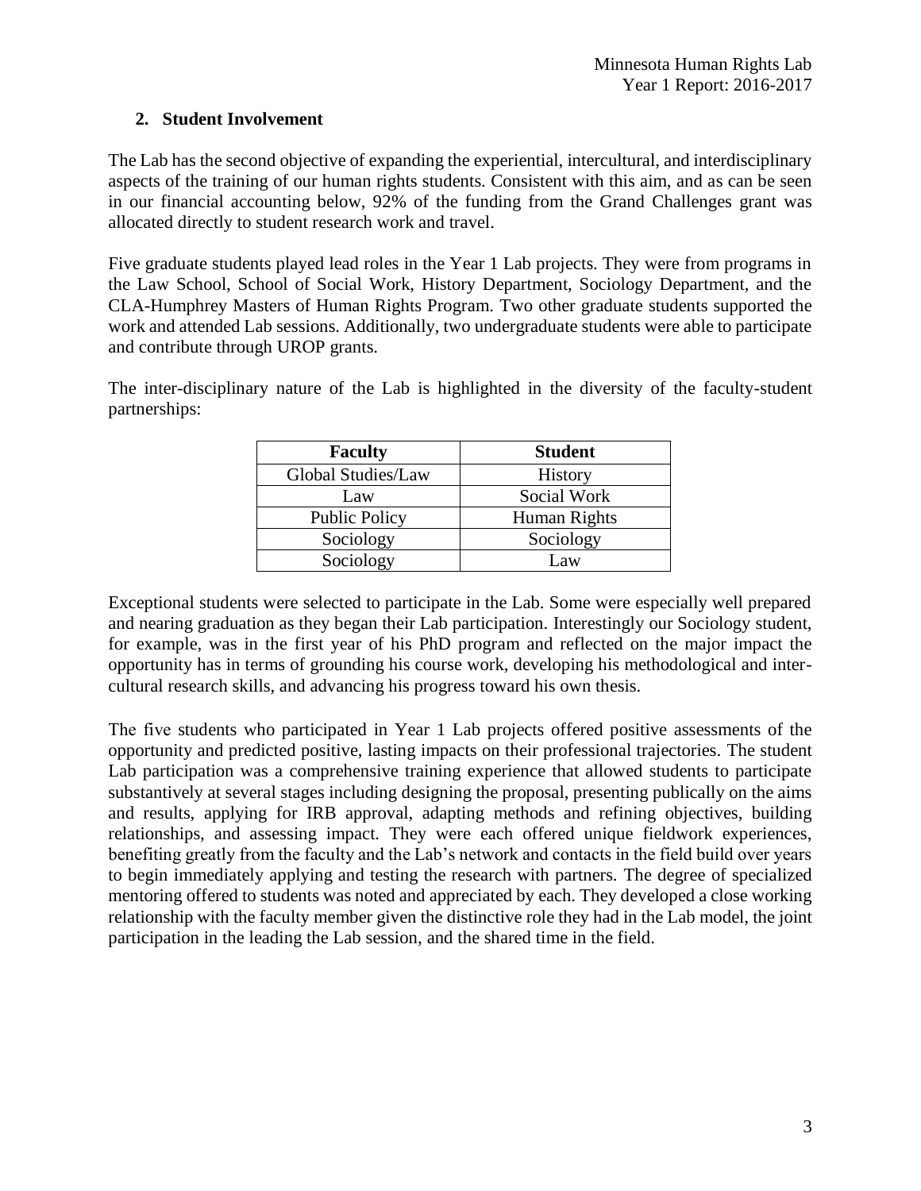## 2. Student Involvement

The Lab has the second objective of expanding the experiential, intercultural, and interdisciplinary aspects of the training of our human rights students. Consistent with this aim, and as can be seen in our financial accounting below, 92% of the funding from the Grand Challenges grant was allocated directly to student research work and travel.

Five graduate students played lead roles in the Year 1 Lab projects. They were from programs in the Law School, School of Social Work, History Department, Sociology Department, and the CLA-Humphrey Masters of Human Rights Program. Two other graduate students supported the work and attended Lab sessions. Additionally, two undergraduate students were able to participate and contribute through UROP grants.

The inter-disciplinary nature of the Lab is highlighted in the diversity of the faculty-student partnerships:

| Faculty | Student |
|---|---|
| Global Studies/Law | History |
| Law | Social Work |
| Public Policy | Human Rights |
| Sociology | Sociology |
| Sociology | Law |

Exceptional students were selected to participate in the Lab. Some were especially well prepared and nearing graduation as they began their Lab participation. Interestingly our Sociology student, for example, was in the first year of his PhD program and reflected on the major impact the opportunity has in terms of grounding his course work, developing his methodological and inter-cultural research skills, and advancing his progress toward his own thesis.

The five students who participated in Year 1 Lab projects offered positive assessments of the opportunity and predicted positive, lasting impacts on their professional trajectories. The student Lab participation was a comprehensive training experience that allowed students to participate substantively at several stages including designing the proposal, presenting publically on the aims and results, applying for IRB approval, adapting methods and refining objectives, building relationships, and assessing impact. They were each offered unique fieldwork experiences, benefiting greatly from the faculty and the Lab's network and contacts in the field build over years to begin immediately applying and testing the research with partners. The degree of specialized mentoring offered to students was noted and appreciated by each. They developed a close working relationship with the faculty member given the distinctive role they had in the Lab model, the joint participation in the leading the Lab session, and the shared time in the field.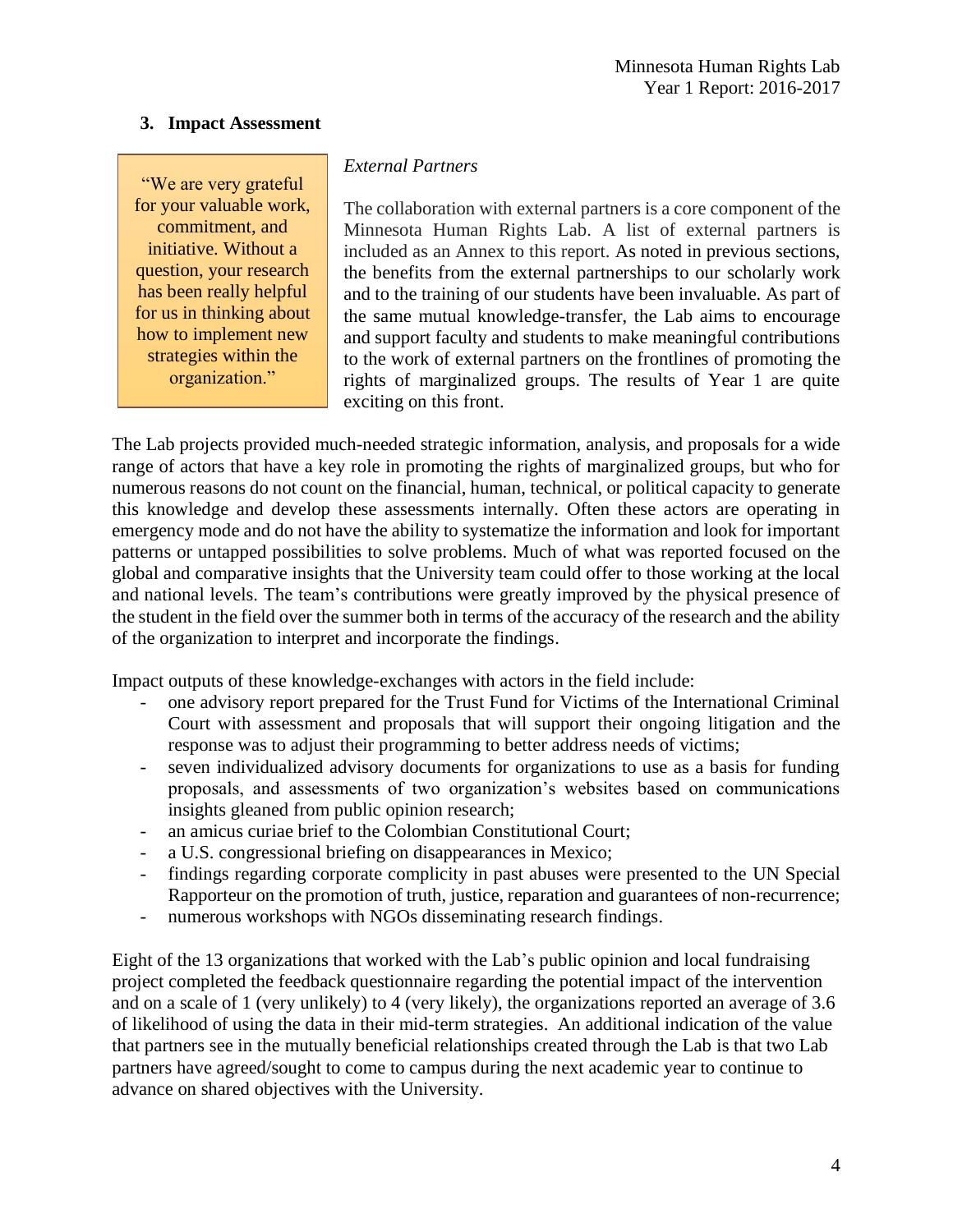## 3. Impact Assessment

> "We are very grateful for your valuable work, commitment, and initiative. Without a question, your research has been really helpful for us in thinking about how to implement new strategies within the organization."

*External Partners*

The collaboration with external partners is a core component of the Minnesota Human Rights Lab. A list of external partners is included as an Annex to this report. As noted in previous sections, the benefits from the external partnerships to our scholarly work and to the training of our students have been invaluable. As part of the same mutual knowledge-transfer, the Lab aims to encourage and support faculty and students to make meaningful contributions to the work of external partners on the frontlines of promoting the rights of marginalized groups. The results of Year 1 are quite exciting on this front.

The Lab projects provided much-needed strategic information, analysis, and proposals for a wide range of actors that have a key role in promoting the rights of marginalized groups, but who for numerous reasons do not count on the financial, human, technical, or political capacity to generate this knowledge and develop these assessments internally. Often these actors are operating in emergency mode and do not have the ability to systematize the information and look for important patterns or untapped possibilities to solve problems. Much of what was reported focused on the global and comparative insights that the University team could offer to those working at the local and national levels. The team's contributions were greatly improved by the physical presence of the student in the field over the summer both in terms of the accuracy of the research and the ability of the organization to interpret and incorporate the findings.

Impact outputs of these knowledge-exchanges with actors in the field include:

- one advisory report prepared for the Trust Fund for Victims of the International Criminal Court with assessment and proposals that will support their ongoing litigation and the response was to adjust their programming to better address needs of victims;
- seven individualized advisory documents for organizations to use as a basis for funding proposals, and assessments of two organization's websites based on communications insights gleaned from public opinion research;
- an amicus curiae brief to the Colombian Constitutional Court;
- a U.S. congressional briefing on disappearances in Mexico;
- findings regarding corporate complicity in past abuses were presented to the UN Special Rapporteur on the promotion of truth, justice, reparation and guarantees of non-recurrence;
- numerous workshops with NGOs disseminating research findings.

Eight of the 13 organizations that worked with the Lab's public opinion and local fundraising project completed the feedback questionnaire regarding the potential impact of the intervention and on a scale of 1 (very unlikely) to 4 (very likely), the organizations reported an average of 3.6 of likelihood of using the data in their mid-term strategies. An additional indication of the value that partners see in the mutually beneficial relationships created through the Lab is that two Lab partners have agreed/sought to come to campus during the next academic year to continue to advance on shared objectives with the University.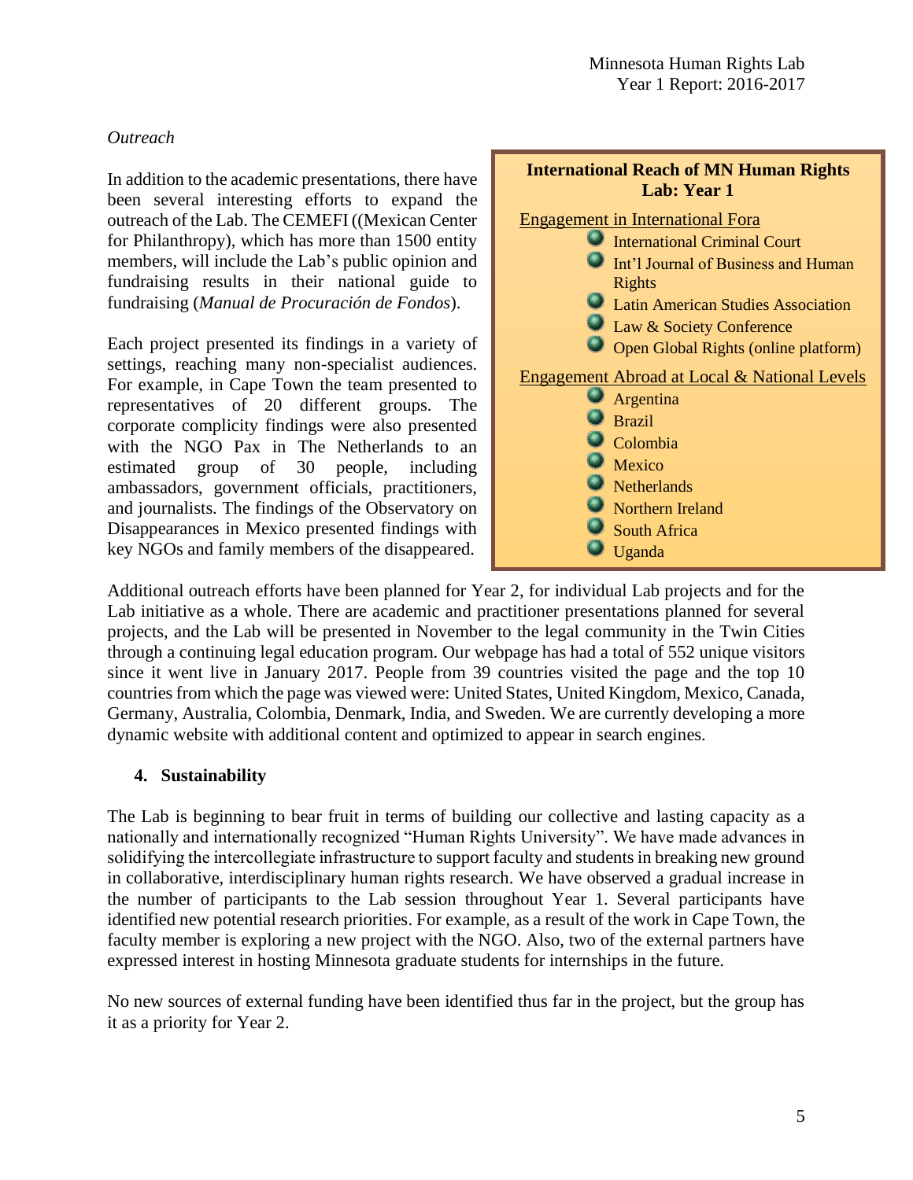*Outreach*

In addition to the academic presentations, there have been several interesting efforts to expand the outreach of the Lab. The CEMEFI ((Mexican Center for Philanthropy), which has more than 1500 entity members, will include the Lab's public opinion and fundraising results in their national guide to fundraising (*Manual de Procuración de Fondos*).

Each project presented its findings in a variety of settings, reaching many non-specialist audiences. For example, in Cape Town the team presented to representatives of 20 different groups. The corporate complicity findings were also presented with the NGO Pax in The Netherlands to an estimated group of 30 people, including ambassadors, government officials, practitioners, and journalists. The findings of the Observatory on Disappearances in Mexico presented findings with key NGOs and family members of the disappeared.

**International Reach of MN Human Rights Lab: Year 1**

Engagement in International Fora

- International Criminal Court
- Int'l Journal of Business and Human Rights
- Latin American Studies Association
- Law & Society Conference
- Open Global Rights (online platform)

Engagement Abroad at Local & National Levels

- Argentina
- Brazil
- Colombia
- Mexico
- Netherlands
- Northern Ireland
- South Africa
- Uganda

Additional outreach efforts have been planned for Year 2, for individual Lab projects and for the Lab initiative as a whole. There are academic and practitioner presentations planned for several projects, and the Lab will be presented in November to the legal community in the Twin Cities through a continuing legal education program. Our webpage has had a total of 552 unique visitors since it went live in January 2017. People from 39 countries visited the page and the top 10 countries from which the page was viewed were: United States, United Kingdom, Mexico, Canada, Germany, Australia, Colombia, Denmark, India, and Sweden. We are currently developing a more dynamic website with additional content and optimized to appear in search engines.

## 4. Sustainability

The Lab is beginning to bear fruit in terms of building our collective and lasting capacity as a nationally and internationally recognized "Human Rights University". We have made advances in solidifying the intercollegiate infrastructure to support faculty and students in breaking new ground in collaborative, interdisciplinary human rights research. We have observed a gradual increase in the number of participants to the Lab session throughout Year 1. Several participants have identified new potential research priorities. For example, as a result of the work in Cape Town, the faculty member is exploring a new project with the NGO. Also, two of the external partners have expressed interest in hosting Minnesota graduate students for internships in the future.

No new sources of external funding have been identified thus far in the project, but the group has it as a priority for Year 2.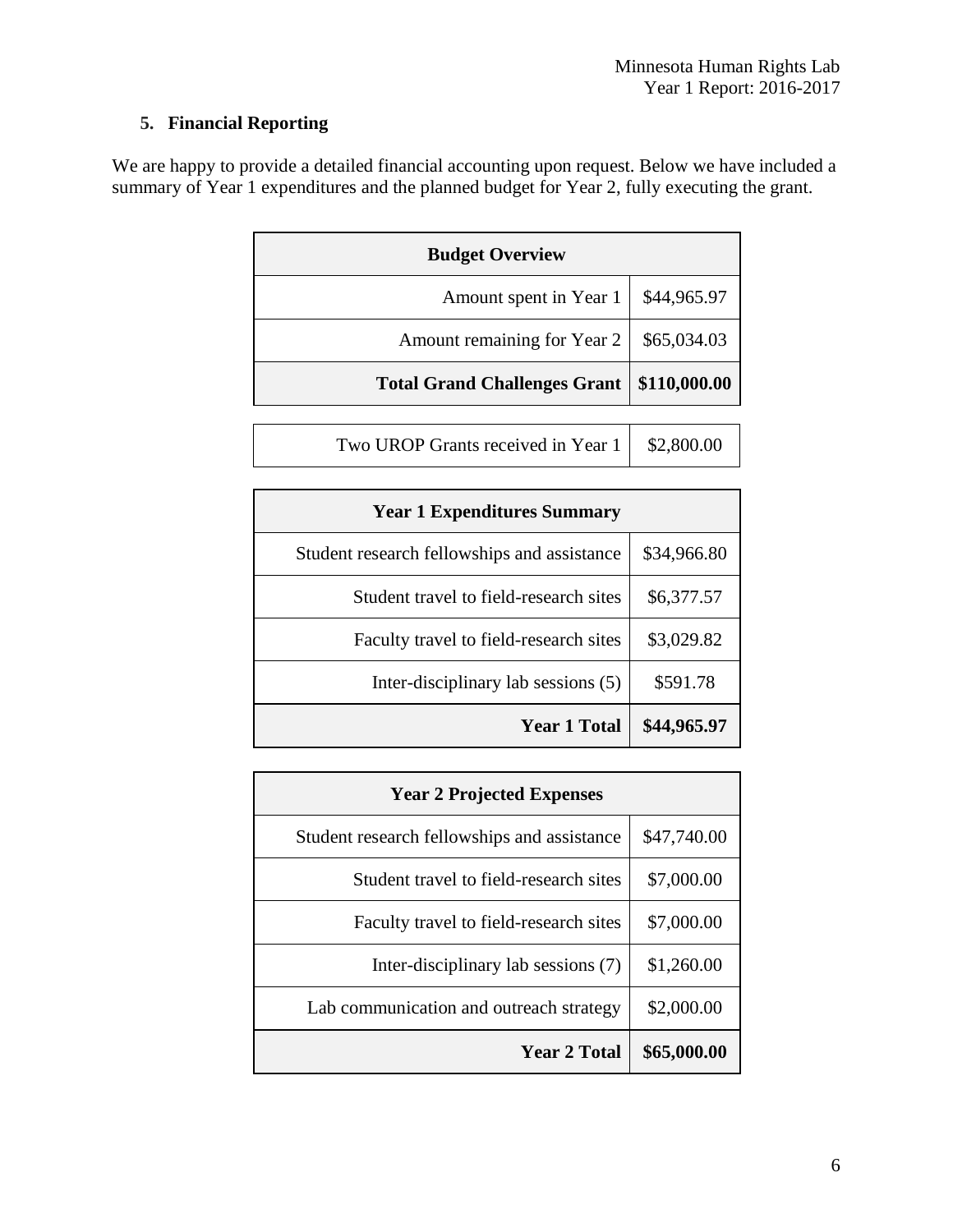## 5. Financial Reporting

We are happy to provide a detailed financial accounting upon request. Below we have included a summary of Year 1 expenditures and the planned budget for Year 2, fully executing the grant.

| Budget Overview | |
|---|---|
| Amount spent in Year 1 | $44,965.97 |
| Amount remaining for Year 2 | $65,034.03 |
| **Total Grand Challenges Grant** | **$110,000.00** |

| | |
|---|---|
| Two UROP Grants received in Year 1 | $2,800.00 |

| Year 1 Expenditures Summary | |
|---|---|
| Student research fellowships and assistance | $34,966.80 |
| Student travel to field-research sites | $6,377.57 |
| Faculty travel to field-research sites | $3,029.82 |
| Inter-disciplinary lab sessions (5) | $591.78 |
| **Year 1 Total** | **$44,965.97** |

| Year 2 Projected Expenses | |
|---|---|
| Student research fellowships and assistance | $47,740.00 |
| Student travel to field-research sites | $7,000.00 |
| Faculty travel to field-research sites | $7,000.00 |
| Inter-disciplinary lab sessions (7) | $1,260.00 |
| Lab communication and outreach strategy | $2,000.00 |
| **Year 2 Total** | **$65,000.00** |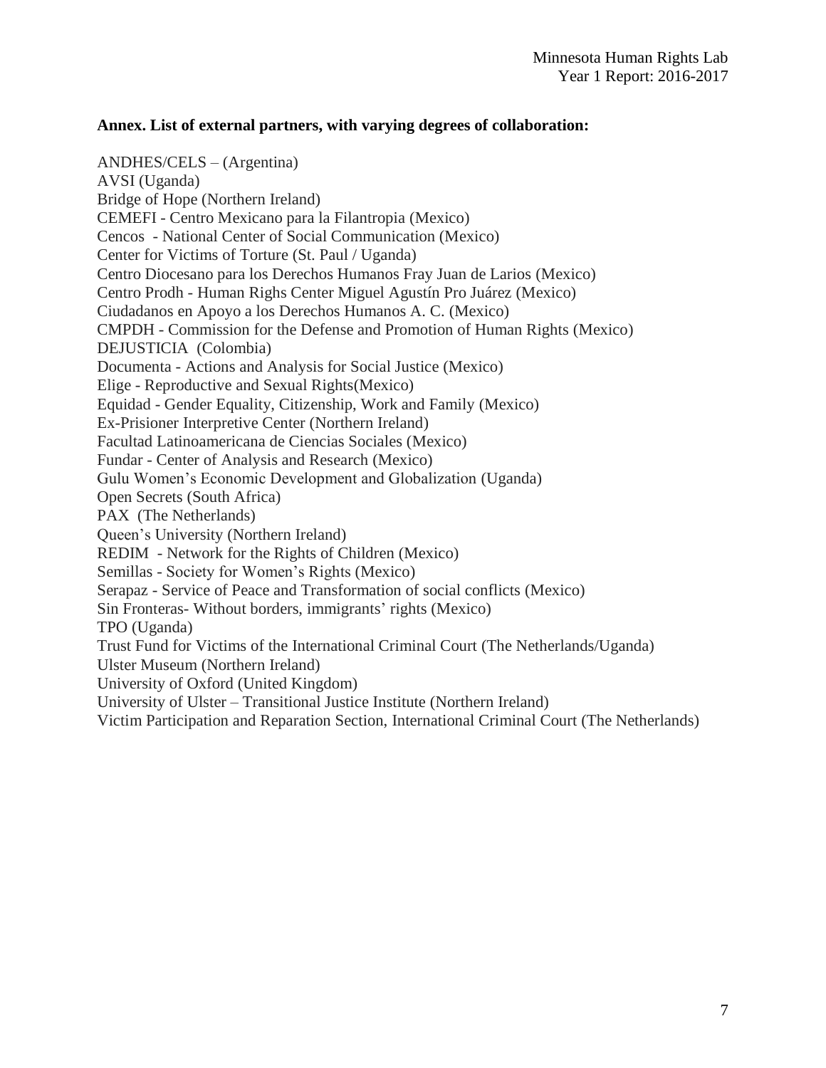**Annex. List of external partners, with varying degrees of collaboration:**

ANDHES/CELS – (Argentina)
AVSI (Uganda)
Bridge of Hope (Northern Ireland)
CEMEFI - Centro Mexicano para la Filantropia (Mexico)
Cencos - National Center of Social Communication (Mexico)
Center for Victims of Torture (St. Paul / Uganda)
Centro Diocesano para los Derechos Humanos Fray Juan de Larios (Mexico)
Centro Prodh - Human Righs Center Miguel Agustín Pro Juárez (Mexico)
Ciudadanos en Apoyo a los Derechos Humanos A. C. (Mexico)
CMPDH - Commission for the Defense and Promotion of Human Rights (Mexico)
DEJUSTICIA (Colombia)
Documenta - Actions and Analysis for Social Justice (Mexico)
Elige - Reproductive and Sexual Rights(Mexico)
Equidad - Gender Equality, Citizenship, Work and Family (Mexico)
Ex-Prisioner Interpretive Center (Northern Ireland)
Facultad Latinoamericana de Ciencias Sociales (Mexico)
Fundar - Center of Analysis and Research (Mexico)
Gulu Women's Economic Development and Globalization (Uganda)
Open Secrets (South Africa)
PAX (The Netherlands)
Queen's University (Northern Ireland)
REDIM - Network for the Rights of Children (Mexico)
Semillas - Society for Women's Rights (Mexico)
Serapaz - Service of Peace and Transformation of social conflicts (Mexico)
Sin Fronteras- Without borders, immigrants' rights (Mexico)
TPO (Uganda)
Trust Fund for Victims of the International Criminal Court (The Netherlands/Uganda)
Ulster Museum (Northern Ireland)
University of Oxford (United Kingdom)
University of Ulster – Transitional Justice Institute (Northern Ireland)
Victim Participation and Reparation Section, International Criminal Court (The Netherlands)